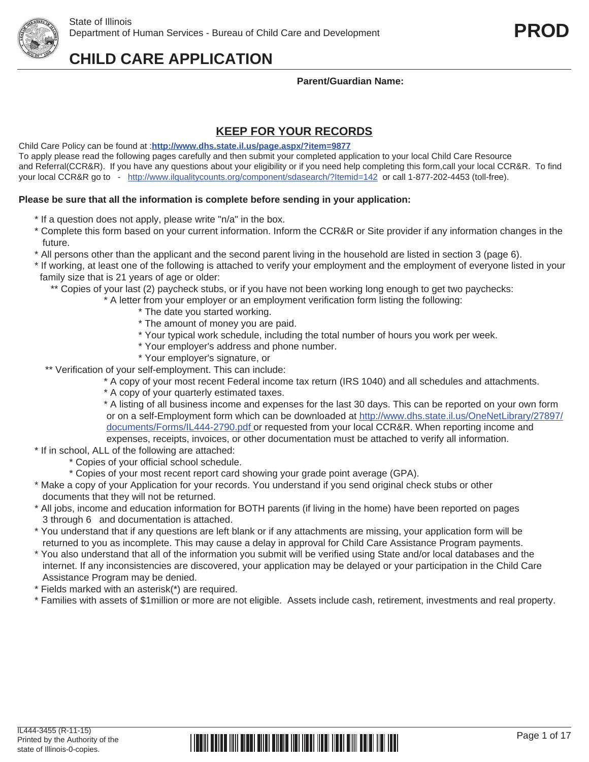State of Illinois
Department of Human Services - Bureau of Child Care and Development

**PROD**

# CHILD CARE APPLICATION

**Parent/Guardian Name:**

## KEEP FOR YOUR RECORDS

Child Care Policy can be found at :**http://www.dhs.state.il.us/page.aspx/?item=9877**
To apply please read the following pages carefully and then submit your completed application to your local Child Care Resource and Referral(CCR&R). If you have any questions about your eligibility or if you need help completing this form,call your local CCR&R. To find your local CCR&R go to - http://www.ilqualitycounts.org/component/sdasearch/?Itemid=142 or call 1-877-202-4453 (toll-free).

**Please be sure that all the information is complete before sending in your application:**

* If a question does not apply, please write "n/a" in the box.
* Complete this form based on your current information. Inform the CCR&R or Site provider if any information changes in the future.
* All persons other than the applicant and the second parent living in the household are listed in section 3 (page 6).
* If working, at least one of the following is attached to verify your employment and the employment of everyone listed in your family size that is 21 years of age or older:
  ** Copies of your last (2) paycheck stubs, or if you have not been working long enough to get two paychecks:
    * A letter from your employer or an employment verification form listing the following:
      * The date you started working.
      * The amount of money you are paid.
      * Your typical work schedule, including the total number of hours you work per week.
      * Your employer's address and phone number.
      * Your employer's signature, or
  ** Verification of your self-employment. This can include:
    * A copy of your most recent Federal income tax return (IRS 1040) and all schedules and attachments.
    * A copy of your quarterly estimated taxes.
    * A listing of all business income and expenses for the last 30 days. This can be reported on your own form or on a self-Employment form which can be downloaded at http://www.dhs.state.il.us/OneNetLibrary/27897/documents/Forms/IL444-2790.pdf or requested from your local CCR&R. When reporting income and expenses, receipts, invoices, or other documentation must be attached to verify all information.
* If in school, ALL of the following are attached:
  * Copies of your official school schedule.
  * Copies of your most recent report card showing your grade point average (GPA).
* Make a copy of your Application for your records. You understand if you send original check stubs or other documents that they will not be returned.
* All jobs, income and education information for BOTH parents (if living in the home) have been reported on pages 3 through 6 and documentation is attached.
* You understand that if any questions are left blank or if any attachments are missing, your application form will be returned to you as incomplete. This may cause a delay in approval for Child Care Assistance Program payments.
* You also understand that all of the information you submit will be verified using State and/or local databases and the internet. If any inconsistencies are discovered, your application may be delayed or your participation in the Child Care Assistance Program may be denied.
* Fields marked with an asterisk(*) are required.
* Families with assets of $1million or more are not eligible. Assets include cash, retirement, investments and real property.

IL444-3455 (R-11-15)
Printed by the Authority of the state of Illinois-0-copies.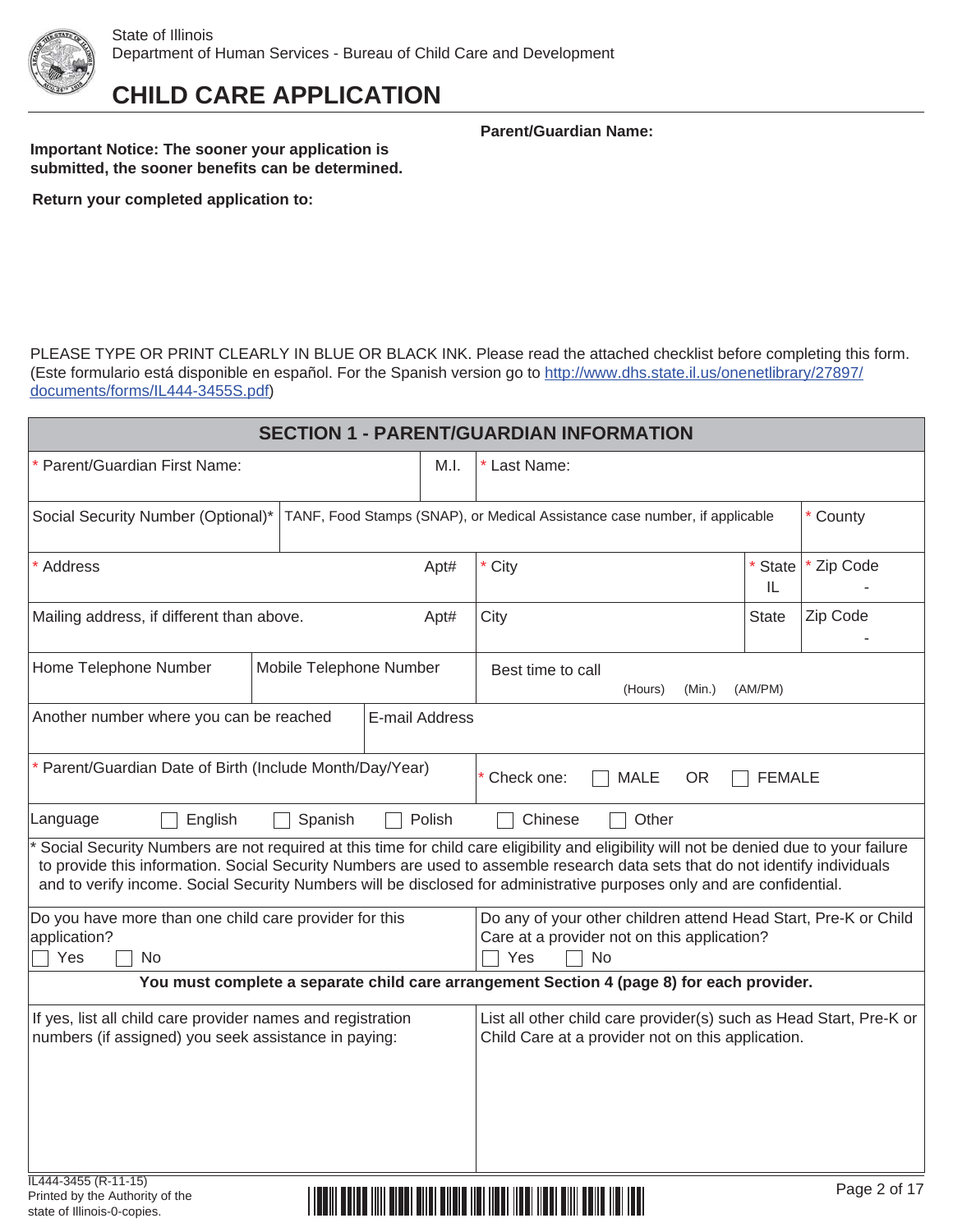State of Illinois
Department of Human Services - Bureau of Child Care and Development

# CHILD CARE APPLICATION

**Parent/Guardian Name:**

**Important Notice: The sooner your application is submitted, the sooner benefits can be determined.**

**Return your completed application to:**

PLEASE TYPE OR PRINT CLEARLY IN BLUE OR BLACK INK. Please read the attached checklist before completing this form. (Este formulario está disponible en español. For the Spanish version go to http://www.dhs.state.il.us/onenetlibrary/27897/documents/forms/IL444-3455S.pdf)

## SECTION 1 - PARENT/GUARDIAN INFORMATION

| * Parent/Guardian First Name: | M.I. | * Last Name: | | |
|---|---|---|---|---|
| Social Security Number (Optional)* | TANF, Food Stamps (SNAP), or Medical Assistance case number, if applicable | | | * County |
| * Address / Apt# | | * City | * State IL | * Zip Code - |
| Mailing address, if different than above. / Apt# | | City | State | Zip Code - |
| Home Telephone Number | Mobile Telephone Number | Best time to call (Hours) (Min.) (AM/PM) | | |
| Another number where you can be reached | E-mail Address | | | |
| * Parent/Guardian Date of Birth (Include Month/Day/Year) | | * Check one: ☐ MALE OR ☐ FEMALE | | |
| Language ☐ English ☐ Spanish ☐ Polish ☐ Chinese ☐ Other | | | | |

* Social Security Numbers are not required at this time for child care eligibility and eligibility will not be denied due to your failure to provide this information. Social Security Numbers are used to assemble research data sets that do not identify individuals and to verify income. Social Security Numbers will be disclosed for administrative purposes only and are confidential.

| Do you have more than one child care provider for this application? ☐ Yes ☐ No | Do any of your other children attend Head Start, Pre-K or Child Care at a provider not on this application? ☐ Yes ☐ No |
|---|---|

**You must complete a separate child care arrangement Section 4 (page 8) for each provider.**

| If yes, list all child care provider names and registration numbers (if assigned) you seek assistance in paying: | List all other child care provider(s) such as Head Start, Pre-K or Child Care at a provider not on this application. |
|---|---|
| | |

IL444-3455 (R-11-15)
Printed by the Authority of the state of Illinois-0-copies.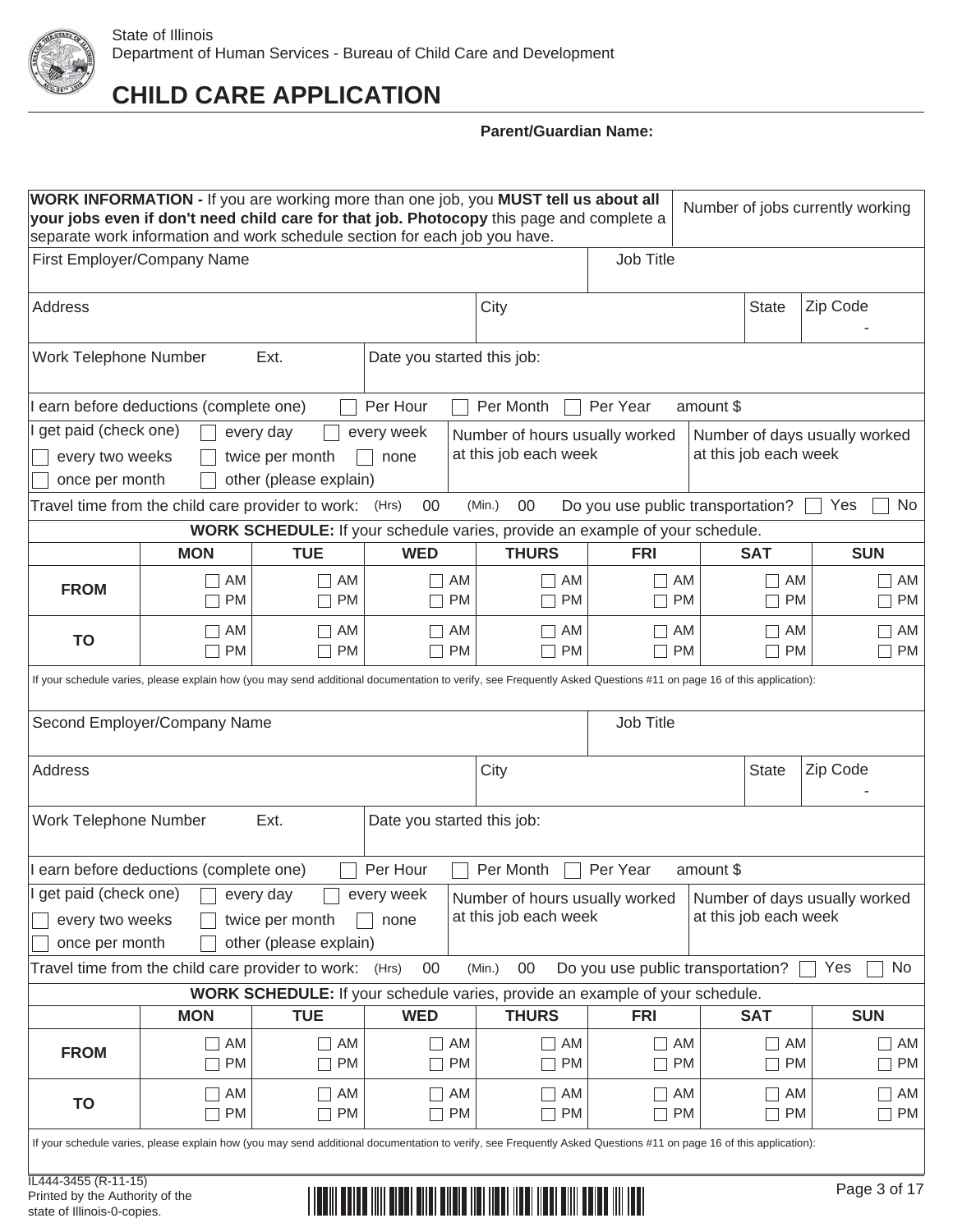State of Illinois
Department of Human Services - Bureau of Child Care and Development

# CHILD CARE APPLICATION

**Parent/Guardian Name:**

**WORK INFORMATION -** If you are working more than one job, you **MUST tell us about all your jobs even if don't need child care for that job. Photocopy** this page and complete a separate work information and work schedule section for each job you have.

Number of jobs currently working

First Employer/Company Name | Job Title

Address | City | State | Zip Code -

Work Telephone Number | Ext. | Date you started this job:

I earn before deductions (complete one) ☐ Per Hour ☐ Per Month ☐ Per Year amount $

I get paid (check one) ☐ every day ☐ every week ☐ every two weeks ☐ twice per month ☐ none ☐ once per month ☐ other (please explain)

Number of hours usually worked at this job each week

Number of days usually worked at this job each week

Travel time from the child care provider to work: (Hrs) 00 (Min.) 00 Do you use public transportation? ☐ Yes ☐ No

**WORK SCHEDULE:** If your schedule varies, provide an example of your schedule.

| | MON | TUE | WED | THURS | FRI | SAT | SUN |
|---|---|---|---|---|---|---|---|
| **FROM** | ☐ AM ☐ PM | ☐ AM ☐ PM | ☐ AM ☐ PM | ☐ AM ☐ PM | ☐ AM ☐ PM | ☐ AM ☐ PM | ☐ AM ☐ PM |
| **TO** | ☐ AM ☐ PM | ☐ AM ☐ PM | ☐ AM ☐ PM | ☐ AM ☐ PM | ☐ AM ☐ PM | ☐ AM ☐ PM | ☐ AM ☐ PM |

If your schedule varies, please explain how (you may send additional documentation to verify, see Frequently Asked Questions #11 on page 16 of this application):

Second Employer/Company Name | Job Title

Address | City | State | Zip Code -

Work Telephone Number | Ext. | Date you started this job:

I earn before deductions (complete one) ☐ Per Hour ☐ Per Month ☐ Per Year amount $

I get paid (check one) ☐ every day ☐ every week ☐ every two weeks ☐ twice per month ☐ none ☐ once per month ☐ other (please explain)

Number of hours usually worked at this job each week

Number of days usually worked at this job each week

Travel time from the child care provider to work: (Hrs) 00 (Min.) 00 Do you use public transportation? ☐ Yes ☐ No

**WORK SCHEDULE:** If your schedule varies, provide an example of your schedule.

| | MON | TUE | WED | THURS | FRI | SAT | SUN |
|---|---|---|---|---|---|---|---|
| **FROM** | ☐ AM ☐ PM | ☐ AM ☐ PM | ☐ AM ☐ PM | ☐ AM ☐ PM | ☐ AM ☐ PM | ☐ AM ☐ PM | ☐ AM ☐ PM |
| **TO** | ☐ AM ☐ PM | ☐ AM ☐ PM | ☐ AM ☐ PM | ☐ AM ☐ PM | ☐ AM ☐ PM | ☐ AM ☐ PM | ☐ AM ☐ PM |

If your schedule varies, please explain how (you may send additional documentation to verify, see Frequently Asked Questions #11 on page 16 of this application):

IL444-3455 (R-11-15)
Printed by the Authority of the state of Illinois-0-copies.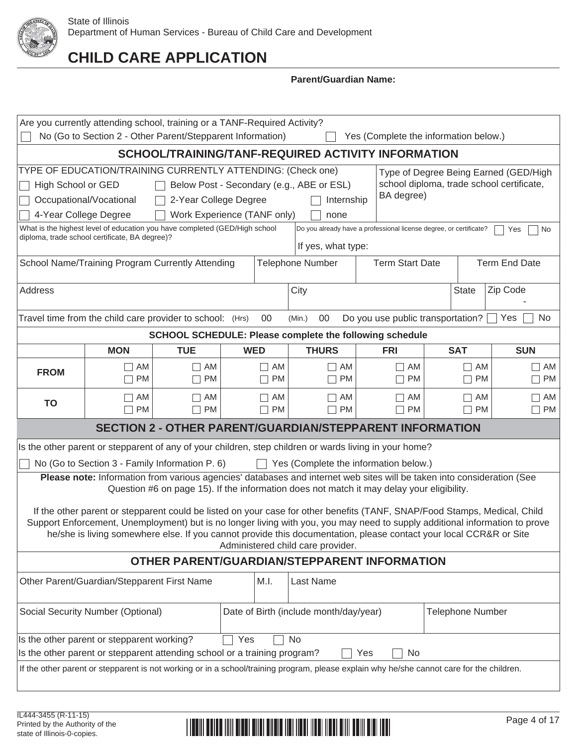State of Illinois
Department of Human Services - Bureau of Child Care and Development

# CHILD CARE APPLICATION

**Parent/Guardian Name:**

Are you currently attending school, training or a TANF-Required Activity?

☐ No (Go to Section 2 - Other Parent/Stepparent Information) ☐ Yes (Complete the information below.)

## SCHOOL/TRAINING/TANF-REQUIRED ACTIVITY INFORMATION

TYPE OF EDUCATION/TRAINING CURRENTLY ATTENDING: (Check one)

☐ High School or GED ☐ Below Post - Secondary (e.g., ABE or ESL)
☐ Occupational/Vocational ☐ 2-Year College Degree ☐ Internship
☐ 4-Year College Degree ☐ Work Experience (TANF only) ☐ none

Type of Degree Being Earned (GED/High school diploma, trade school certificate, BA degree)

What is the highest level of education you have completed (GED/High school diploma, trade school certificate, BA degree)?

Do you already have a professional license degree, or certificate? ☐ Yes ☐ No

If yes, what type:

| School Name/Training Program Currently Attending | Telephone Number | Term Start Date | Term End Date |
|---|---|---|---|
| | | | |

| Address | City | State | Zip Code |
|---|---|---|---|
| | | | - |

Travel time from the child care provider to school: (Hrs) 00 (Min.) 00 Do you use public transportation? ☐ Yes ☐ No

**SCHOOL SCHEDULE: Please complete the following schedule**

| | MON | TUE | WED | THURS | FRI | SAT | SUN |
|---|---|---|---|---|---|---|---|
| **FROM** | ☐ AM ☐ PM | ☐ AM ☐ PM | ☐ AM ☐ PM | ☐ AM ☐ PM | ☐ AM ☐ PM | ☐ AM ☐ PM | ☐ AM ☐ PM |
| **TO** | ☐ AM ☐ PM | ☐ AM ☐ PM | ☐ AM ☐ PM | ☐ AM ☐ PM | ☐ AM ☐ PM | ☐ AM ☐ PM | ☐ AM ☐ PM |

## SECTION 2 - OTHER PARENT/GUARDIAN/STEPPARENT INFORMATION

Is the other parent or stepparent of any of your children, step children or wards living in your home?

☐ No (Go to Section 3 - Family Information P. 6) ☐ Yes (Complete the information below.)

**Please note:** Information from various agencies' databases and internet web sites will be taken into consideration (See Question #6 on page 15). If the information does not match it may delay your eligibility.

If the other parent or stepparent could be listed on your case for other benefits (TANF, SNAP/Food Stamps, Medical, Child Support Enforcement, Unemployment) but is no longer living with you, you may need to supply additional information to prove he/she is living somewhere else. If you cannot provide this documentation, please contact your local CCR&R or Site Administered child care provider.

## OTHER PARENT/GUARDIAN/STEPPARENT INFORMATION

| Other Parent/Guardian/Stepparent First Name | M.I. | Last Name |
|---|---|---|
| | | |

| Social Security Number (Optional) | Date of Birth (include month/day/year) | Telephone Number |
|---|---|---|
| | | |

Is the other parent or stepparent working? ☐ Yes ☐ No

Is the other parent or stepparent attending school or a training program? ☐ Yes ☐ No

If the other parent or stepparent is not working or in a school/training program, please explain why he/she cannot care for the children.

IL444-3455 (R-11-15)
Printed by the Authority of the state of Illinois-0-copies.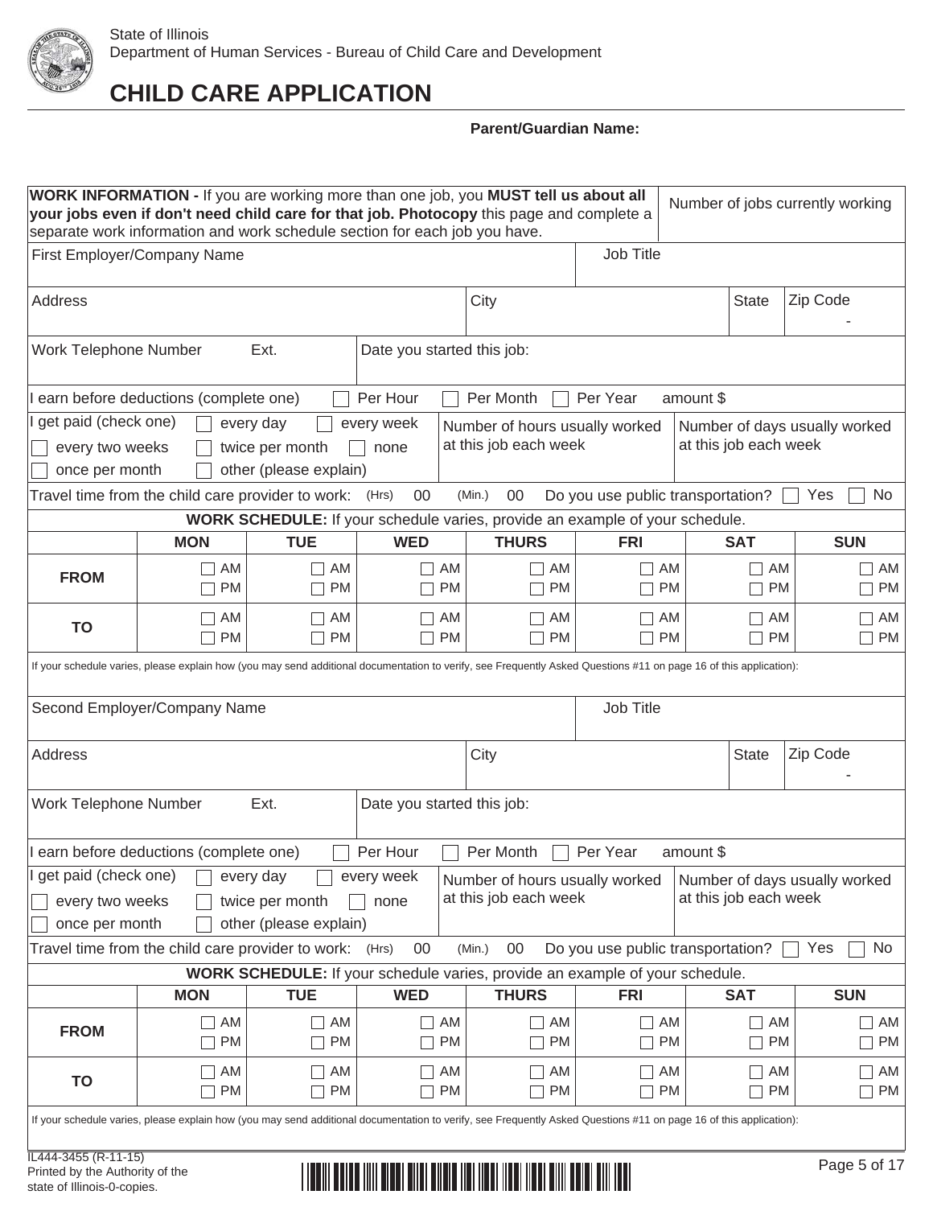State of Illinois
Department of Human Services - Bureau of Child Care and Development

# CHILD CARE APPLICATION

**Parent/Guardian Name:**

**WORK INFORMATION -** If you are working more than one job, you **MUST tell us about all your jobs even if don't need child care for that job. Photocopy** this page and complete a separate work information and work schedule section for each job you have.

Number of jobs currently working

| First Employer/Company Name | | | Job Title | | |
|---|---|---|---|---|---|
| Address | | City | | State | Zip Code - |
| Work Telephone Number | Ext. | Date you started this job: | | | |

I earn before deductions (complete one) ☐ Per Hour ☐ Per Month ☐ Per Year amount $

I get paid (check one) ☐ every day ☐ every week ☐ every two weeks ☐ twice per month ☐ none ☐ once per month ☐ other (please explain)

Number of hours usually worked at this job each week

Number of days usually worked at this job each week

Travel time from the child care provider to work: (Hrs) 00 (Min.) 00 Do you use public transportation? ☐ Yes ☐ No

**WORK SCHEDULE:** If your schedule varies, provide an example of your schedule.

| | MON | TUE | WED | THURS | FRI | SAT | SUN |
|---|---|---|---|---|---|---|---|
| **FROM** | ☐ AM ☐ PM | ☐ AM ☐ PM | ☐ AM ☐ PM | ☐ AM ☐ PM | ☐ AM ☐ PM | ☐ AM ☐ PM | ☐ AM ☐ PM |
| **TO** | ☐ AM ☐ PM | ☐ AM ☐ PM | ☐ AM ☐ PM | ☐ AM ☐ PM | ☐ AM ☐ PM | ☐ AM ☐ PM | ☐ AM ☐ PM |

If your schedule varies, please explain how (you may send additional documentation to verify, see Frequently Asked Questions #11 on page 16 of this application):

| Second Employer/Company Name | | | Job Title | | |
|---|---|---|---|---|---|
| Address | | City | | State | Zip Code - |
| Work Telephone Number | Ext. | Date you started this job: | | | |

I earn before deductions (complete one) ☐ Per Hour ☐ Per Month ☐ Per Year amount $

I get paid (check one) ☐ every day ☐ every week ☐ every two weeks ☐ twice per month ☐ none ☐ once per month ☐ other (please explain)

Number of hours usually worked at this job each week

Number of days usually worked at this job each week

Travel time from the child care provider to work: (Hrs) 00 (Min.) 00 Do you use public transportation? ☐ Yes ☐ No

**WORK SCHEDULE:** If your schedule varies, provide an example of your schedule.

| | MON | TUE | WED | THURS | FRI | SAT | SUN |
|---|---|---|---|---|---|---|---|
| **FROM** | ☐ AM ☐ PM | ☐ AM ☐ PM | ☐ AM ☐ PM | ☐ AM ☐ PM | ☐ AM ☐ PM | ☐ AM ☐ PM | ☐ AM ☐ PM |
| **TO** | ☐ AM ☐ PM | ☐ AM ☐ PM | ☐ AM ☐ PM | ☐ AM ☐ PM | ☐ AM ☐ PM | ☐ AM ☐ PM | ☐ AM ☐ PM |

If your schedule varies, please explain how (you may send additional documentation to verify, see Frequently Asked Questions #11 on page 16 of this application):

IL444-3455 (R-11-15)
Printed by the Authority of the state of Illinois-0-copies.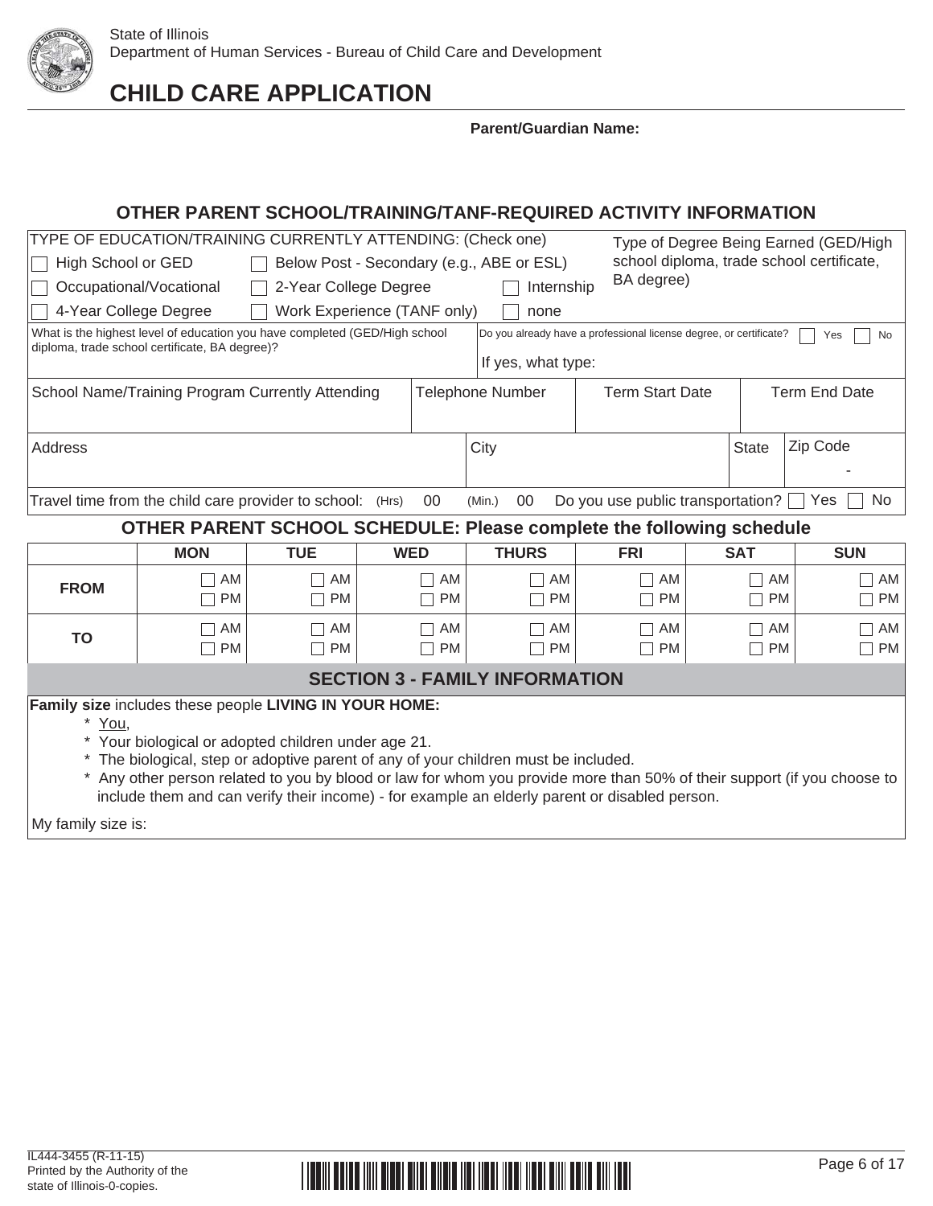State of Illinois
Department of Human Services - Bureau of Child Care and Development

# CHILD CARE APPLICATION

**Parent/Guardian Name:**

## OTHER PARENT SCHOOL/TRAINING/TANF-REQUIRED ACTIVITY INFORMATION

TYPE OF EDUCATION/TRAINING CURRENTLY ATTENDING: (Check one)

- ☐ High School or GED
- ☐ Below Post - Secondary (e.g., ABE or ESL)
- ☐ Occupational/Vocational
- ☐ 2-Year College Degree
- ☐ Internship
- ☐ 4-Year College Degree
- ☐ Work Experience (TANF only)
- ☐ none

Type of Degree Being Earned (GED/High school diploma, trade school certificate, BA degree)

What is the highest level of education you have completed (GED/High school diploma, trade school certificate, BA degree)?

Do you already have a professional license degree, or certificate? ☐ Yes ☐ No

If yes, what type:

| School Name/Training Program Currently Attending | Telephone Number | Term Start Date | Term End Date |
|---|---|---|---|
| | | | |

| Address | City | State | Zip Code |
|---|---|---|---|
| | | | - |

Travel time from the child care provider to school: (Hrs) 00 (Min.) 00 Do you use public transportation? ☐ Yes ☐ No

## OTHER PARENT SCHOOL SCHEDULE: Please complete the following schedule

| | MON | TUE | WED | THURS | FRI | SAT | SUN |
|---|---|---|---|---|---|---|---|
| **FROM** | ☐ AM ☐ PM | ☐ AM ☐ PM | ☐ AM ☐ PM | ☐ AM ☐ PM | ☐ AM ☐ PM | ☐ AM ☐ PM | ☐ AM ☐ PM |
| **TO** | ☐ AM ☐ PM | ☐ AM ☐ PM | ☐ AM ☐ PM | ☐ AM ☐ PM | ☐ AM ☐ PM | ☐ AM ☐ PM | ☐ AM ☐ PM |

## SECTION 3 - FAMILY INFORMATION

**Family size** includes these people **LIVING IN YOUR HOME:**

* You,
* Your biological or adopted children under age 21.
* The biological, step or adoptive parent of any of your children must be included.
* Any other person related to you by blood or law for whom you provide more than 50% of their support (if you choose to include them and can verify their income) - for example an elderly parent or disabled person.

My family size is:

IL444-3455 (R-11-15)
Printed by the Authority of the state of Illinois-0-copies.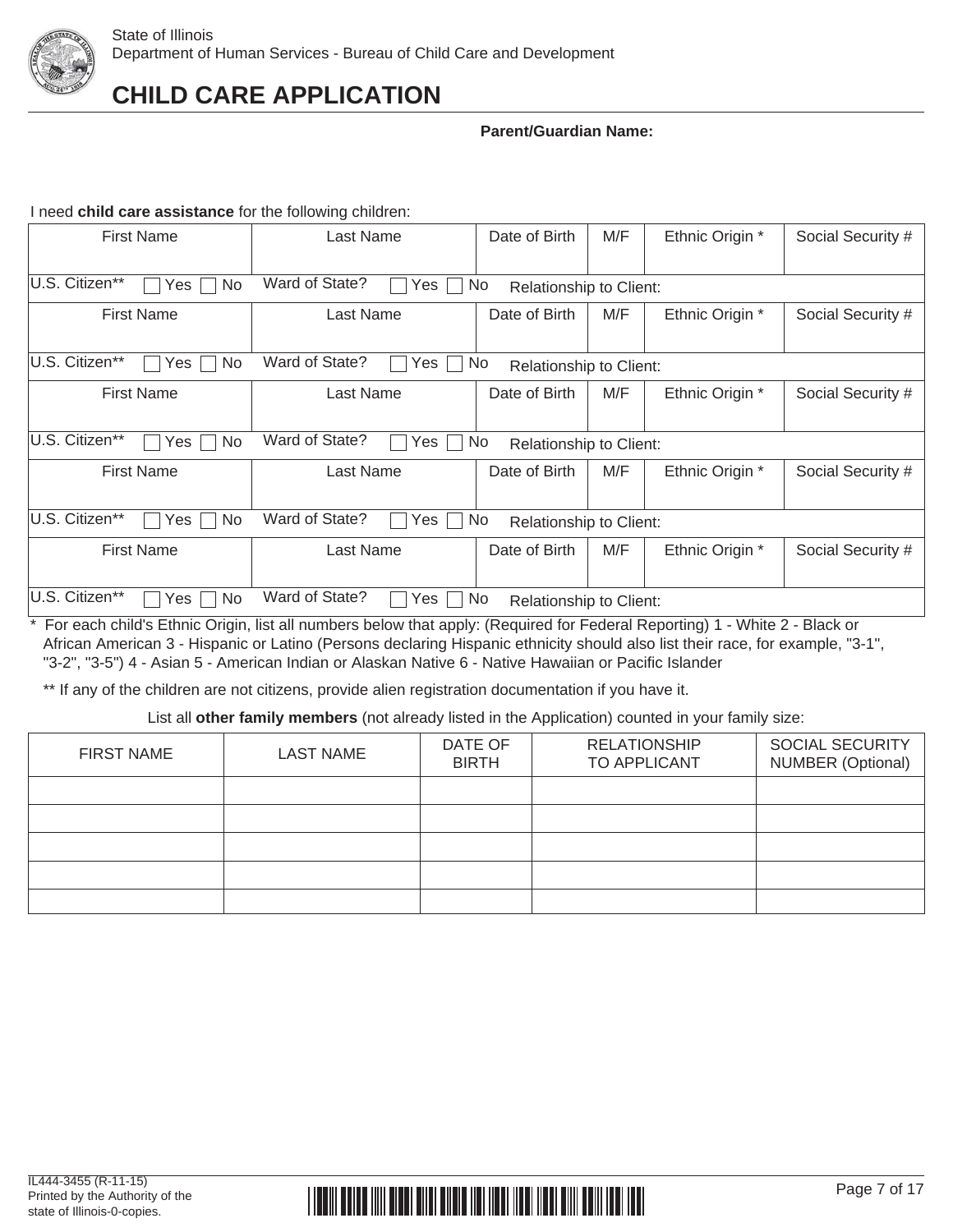State of Illinois
Department of Human Services - Bureau of Child Care and Development

# CHILD CARE APPLICATION

**Parent/Guardian Name:**

I need **child care assistance** for the following children:

| First Name | Last Name | Date of Birth | M/F | Ethnic Origin * | Social Security # |
|---|---|---|---|---|---|
| | | | | | |
| U.S. Citizen** ☐ Yes ☐ No | Ward of State? ☐ Yes ☐ No | Relationship to Client: | | | |
| First Name | Last Name | Date of Birth | M/F | Ethnic Origin * | Social Security # |
| | | | | | |
| U.S. Citizen** ☐ Yes ☐ No | Ward of State? ☐ Yes ☐ No | Relationship to Client: | | | |
| First Name | Last Name | Date of Birth | M/F | Ethnic Origin * | Social Security # |
| | | | | | |
| U.S. Citizen** ☐ Yes ☐ No | Ward of State? ☐ Yes ☐ No | Relationship to Client: | | | |
| First Name | Last Name | Date of Birth | M/F | Ethnic Origin * | Social Security # |
| | | | | | |
| U.S. Citizen** ☐ Yes ☐ No | Ward of State? ☐ Yes ☐ No | Relationship to Client: | | | |
| First Name | Last Name | Date of Birth | M/F | Ethnic Origin * | Social Security # |
| | | | | | |
| U.S. Citizen** ☐ Yes ☐ No | Ward of State? ☐ Yes ☐ No | Relationship to Client: | | | |

\* For each child's Ethnic Origin, list all numbers below that apply: (Required for Federal Reporting) 1 - White 2 - Black or African American 3 - Hispanic or Latino (Persons declaring Hispanic ethnicity should also list their race, for example, "3-1", "3-2", "3-5") 4 - Asian 5 - American Indian or Alaskan Native 6 - Native Hawaiian or Pacific Islander

** If any of the children are not citizens, provide alien registration documentation if you have it.

List all **other family members** (not already listed in the Application) counted in your family size:

| FIRST NAME | LAST NAME | DATE OF BIRTH | RELATIONSHIP TO APPLICANT | SOCIAL SECURITY NUMBER (Optional) |
|---|---|---|---|---|
| | | | | |
| | | | | |
| | | | | |
| | | | | |
| | | | | |

IL444-3455 (R-11-15)
Printed by the Authority of the state of Illinois-0-copies.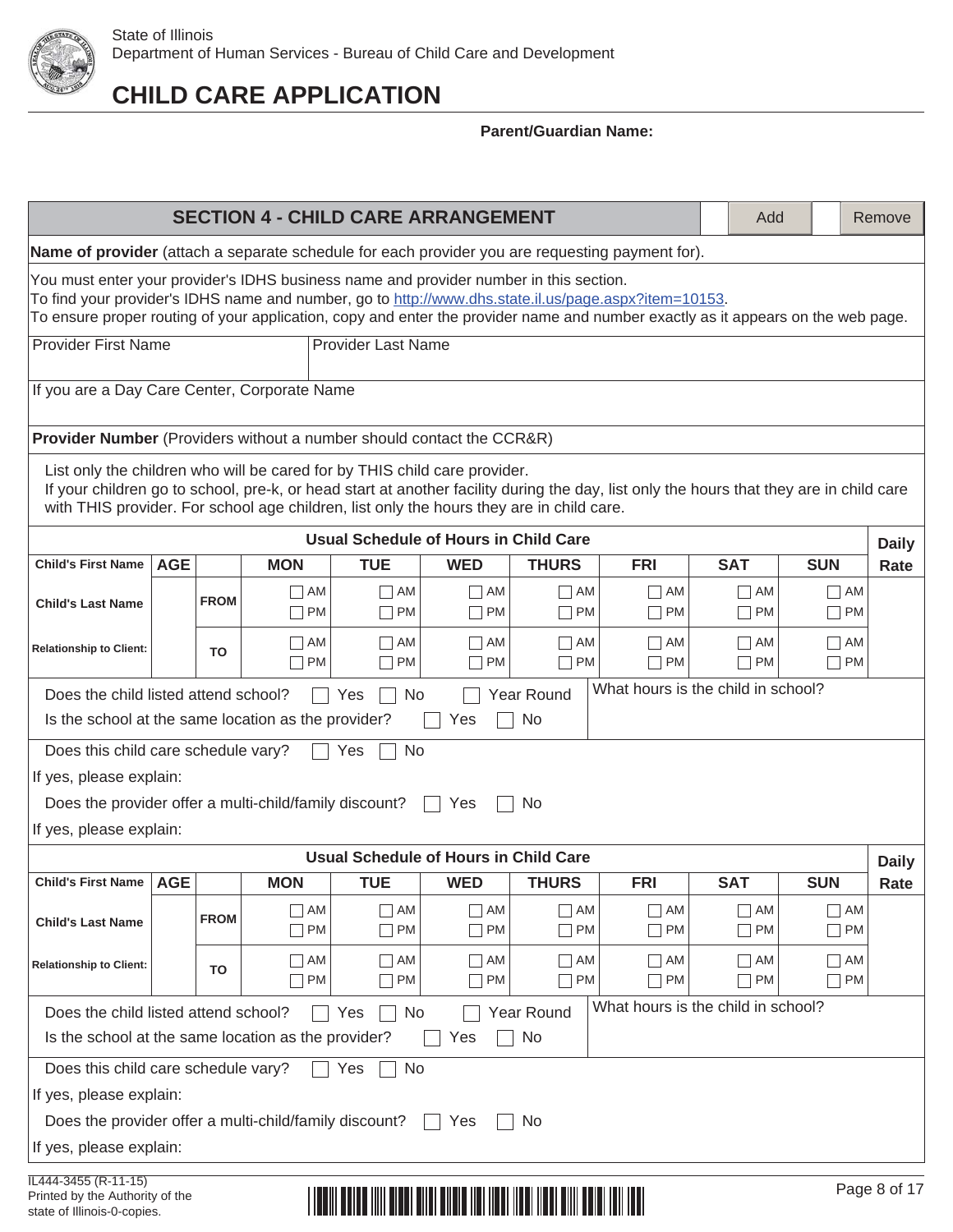State of Illinois
Department of Human Services - Bureau of Child Care and Development

# CHILD CARE APPLICATION

**Parent/Guardian Name:**

## SECTION 4 - CHILD CARE ARRANGEMENT

Add | Remove

**Name of provider** (attach a separate schedule for each provider you are requesting payment for).

You must enter your provider's IDHS business name and provider number in this section.
To find your provider's IDHS name and number, go to http://www.dhs.state.il.us/page.aspx?item=10153.
To ensure proper routing of your application, copy and enter the provider name and number exactly as it appears on the web page.

| Provider First Name | Provider Last Name |
|---|---|
| | |

If you are a Day Care Center, Corporate Name

**Provider Number** (Providers without a number should contact the CCR&R)

List only the children who will be cared for by THIS child care provider.
If your children go to school, pre-k, or head start at another facility during the day, list only the hours that they are in child care with THIS provider. For school age children, list only the hours they are in child care.

| | | | Usual Schedule of Hours in Child Care | | | | | | | Daily |
|---|---|---|---|---|---|---|---|---|---|---|
| **Child's First Name** | **AGE** | | **MON** | **TUE** | **WED** | **THURS** | **FRI** | **SAT** | **SUN** | **Rate** |
| **Child's Last Name** | | **FROM** | ☐ AM ☐ PM | ☐ AM ☐ PM | ☐ AM ☐ PM | ☐ AM ☐ PM | ☐ AM ☐ PM | ☐ AM ☐ PM | ☐ AM ☐ PM | |
| **Relationship to Client:** | | **TO** | ☐ AM ☐ PM | ☐ AM ☐ PM | ☐ AM ☐ PM | ☐ AM ☐ PM | ☐ AM ☐ PM | ☐ AM ☐ PM | ☐ AM ☐ PM | |

Does the child listed attend school? ☐ Yes ☐ No ☐ Year Round

Is the school at the same location as the provider? ☐ Yes ☐ No

What hours is the child in school?

Does this child care schedule vary? ☐ Yes ☐ No

If yes, please explain:

Does the provider offer a multi-child/family discount? ☐ Yes ☐ No

If yes, please explain:

| | | | Usual Schedule of Hours in Child Care | | | | | | | Daily |
|---|---|---|---|---|---|---|---|---|---|---|
| **Child's First Name** | **AGE** | | **MON** | **TUE** | **WED** | **THURS** | **FRI** | **SAT** | **SUN** | **Rate** |
| **Child's Last Name** | | **FROM** | ☐ AM ☐ PM | ☐ AM ☐ PM | ☐ AM ☐ PM | ☐ AM ☐ PM | ☐ AM ☐ PM | ☐ AM ☐ PM | ☐ AM ☐ PM | |
| **Relationship to Client:** | | **TO** | ☐ AM ☐ PM | ☐ AM ☐ PM | ☐ AM ☐ PM | ☐ AM ☐ PM | ☐ AM ☐ PM | ☐ AM ☐ PM | ☐ AM ☐ PM | |

Does the child listed attend school? ☐ Yes ☐ No ☐ Year Round

Is the school at the same location as the provider? ☐ Yes ☐ No

What hours is the child in school?

Does this child care schedule vary? ☐ Yes ☐ No

If yes, please explain:

Does the provider offer a multi-child/family discount? ☐ Yes ☐ No

If yes, please explain:

IL444-3455 (R-11-15)
Printed by the Authority of the state of Illinois-0-copies.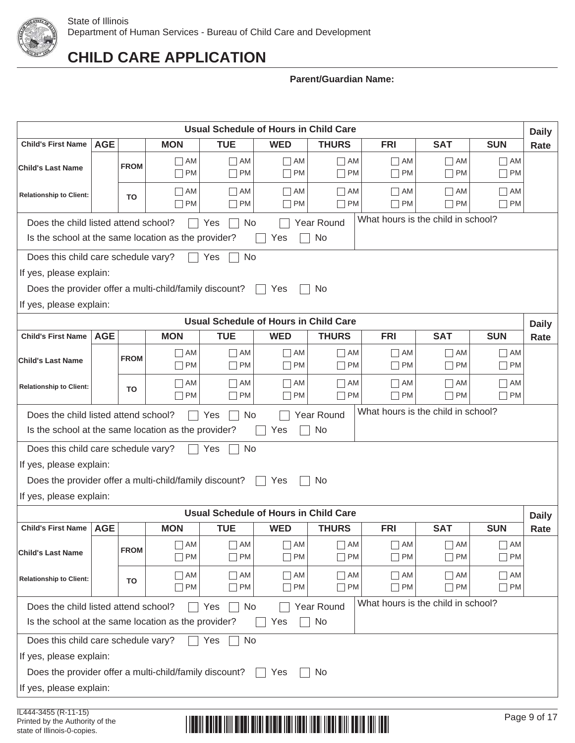State of Illinois
Department of Human Services - Bureau of Child Care and Development

# CHILD CARE APPLICATION

**Parent/Guardian Name:**

| Usual Schedule of Hours in Child Care | | | | | | | | | | Daily Rate |
|---|---|---|---|---|---|---|---|---|---|---|
| **Child's First Name** | **AGE** | | **MON** | **TUE** | **WED** | **THURS** | **FRI** | **SAT** | **SUN** | |
| **Child's Last Name** | | **FROM** | ☐ AM ☐ PM | ☐ AM ☐ PM | ☐ AM ☐ PM | ☐ AM ☐ PM | ☐ AM ☐ PM | ☐ AM ☐ PM | ☐ AM ☐ PM | |
| **Relationship to Client:** | | **TO** | ☐ AM ☐ PM | ☐ AM ☐ PM | ☐ AM ☐ PM | ☐ AM ☐ PM | ☐ AM ☐ PM | ☐ AM ☐ PM | ☐ AM ☐ PM | |

Does the child listed attend school? ☐ Yes ☐ No ☐ Year Round

Is the school at the same location as the provider? ☐ Yes ☐ No

What hours is the child in school?

Does this child care schedule vary? ☐ Yes ☐ No

If yes, please explain:

Does the provider offer a multi-child/family discount? ☐ Yes ☐ No

If yes, please explain:

| Usual Schedule of Hours in Child Care | | | | | | | | | | Daily Rate |
|---|---|---|---|---|---|---|---|---|---|---|
| **Child's First Name** | **AGE** | | **MON** | **TUE** | **WED** | **THURS** | **FRI** | **SAT** | **SUN** | |
| **Child's Last Name** | | **FROM** | ☐ AM ☐ PM | ☐ AM ☐ PM | ☐ AM ☐ PM | ☐ AM ☐ PM | ☐ AM ☐ PM | ☐ AM ☐ PM | ☐ AM ☐ PM | |
| **Relationship to Client:** | | **TO** | ☐ AM ☐ PM | ☐ AM ☐ PM | ☐ AM ☐ PM | ☐ AM ☐ PM | ☐ AM ☐ PM | ☐ AM ☐ PM | ☐ AM ☐ PM | |

Does the child listed attend school? ☐ Yes ☐ No ☐ Year Round

Is the school at the same location as the provider? ☐ Yes ☐ No

What hours is the child in school?

Does this child care schedule vary? ☐ Yes ☐ No

If yes, please explain:

Does the provider offer a multi-child/family discount? ☐ Yes ☐ No

If yes, please explain:

| Usual Schedule of Hours in Child Care | | | | | | | | | | Daily Rate |
|---|---|---|---|---|---|---|---|---|---|---|
| **Child's First Name** | **AGE** | | **MON** | **TUE** | **WED** | **THURS** | **FRI** | **SAT** | **SUN** | |
| **Child's Last Name** | | **FROM** | ☐ AM ☐ PM | ☐ AM ☐ PM | ☐ AM ☐ PM | ☐ AM ☐ PM | ☐ AM ☐ PM | ☐ AM ☐ PM | ☐ AM ☐ PM | |
| **Relationship to Client:** | | **TO** | ☐ AM ☐ PM | ☐ AM ☐ PM | ☐ AM ☐ PM | ☐ AM ☐ PM | ☐ AM ☐ PM | ☐ AM ☐ PM | ☐ AM ☐ PM | |

Does the child listed attend school? ☐ Yes ☐ No ☐ Year Round

Is the school at the same location as the provider? ☐ Yes ☐ No

What hours is the child in school?

Does this child care schedule vary? ☐ Yes ☐ No

If yes, please explain:

Does the provider offer a multi-child/family discount? ☐ Yes ☐ No

If yes, please explain:

IL444-3455 (R-11-15)
Printed by the Authority of the state of Illinois-0-copies.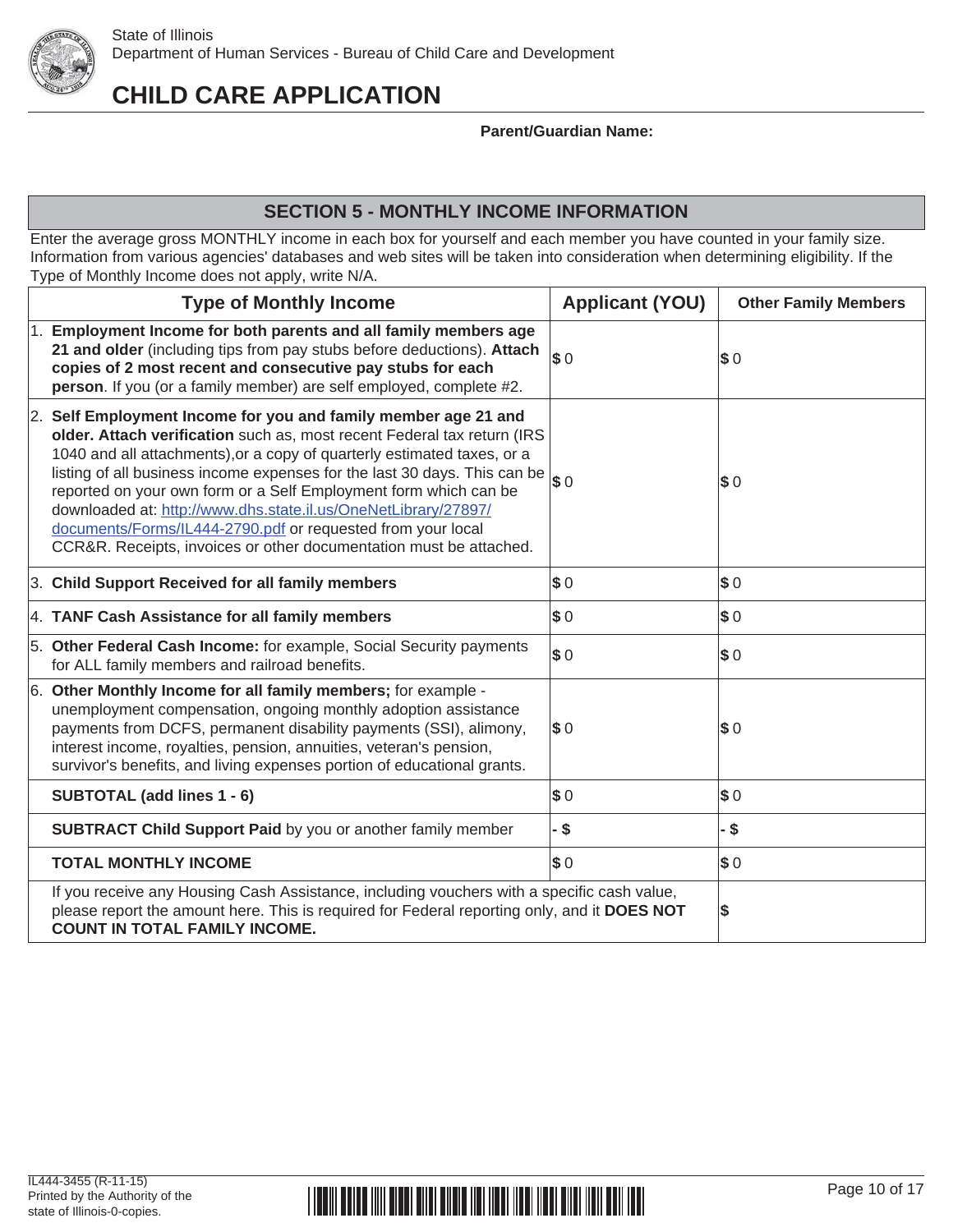State of Illinois
Department of Human Services - Bureau of Child Care and Development

# CHILD CARE APPLICATION

**Parent/Guardian Name:**

## SECTION 5 - MONTHLY INCOME INFORMATION

Enter the average gross MONTHLY income in each box for yourself and each member you have counted in your family size. Information from various agencies' databases and web sites will be taken into consideration when determining eligibility. If the Type of Monthly Income does not apply, write N/A.

| Type of Monthly Income | Applicant (YOU) | Other Family Members |
|---|---|---|
| 1. **Employment Income for both parents and all family members age 21 and older** (including tips from pay stubs before deductions). **Attach copies of 2 most recent and consecutive pay stubs for each person**. If you (or a family member) are self employed, complete #2. | $ 0 | $ 0 |
| 2. **Self Employment Income for you and family member age 21 and older. Attach verification** such as, most recent Federal tax return (IRS 1040 and all attachments),or a copy of quarterly estimated taxes, or a listing of all business income expenses for the last 30 days. This can be reported on your own form or a Self Employment form which can be downloaded at: http://www.dhs.state.il.us/OneNetLibrary/27897/documents/Forms/IL444-2790.pdf or requested from your local CCR&R. Receipts, invoices or other documentation must be attached. | $ 0 | $ 0 |
| 3. **Child Support Received for all family members** | $ 0 | $ 0 |
| 4. **TANF Cash Assistance for all family members** | $ 0 | $ 0 |
| 5. **Other Federal Cash Income:** for example, Social Security payments for ALL family members and railroad benefits. | $ 0 | $ 0 |
| 6. **Other Monthly Income for all family members;** for example - unemployment compensation, ongoing monthly adoption assistance payments from DCFS, permanent disability payments (SSI), alimony, interest income, royalties, pension, annuities, veteran's pension, survivor's benefits, and living expenses portion of educational grants. | $ 0 | $ 0 |
| **SUBTOTAL (add lines 1 - 6)** | $ 0 | $ 0 |
| **SUBTRACT Child Support Paid** by you or another family member | - $ | - $ |
| **TOTAL MONTHLY INCOME** | $ 0 | $ 0 |
| If you receive any Housing Cash Assistance, including vouchers with a specific cash value, please report the amount here. This is required for Federal reporting only, and it **DOES NOT COUNT IN TOTAL FAMILY INCOME.** | | $ |

IL444-3455 (R-11-15)
Printed by the Authority of the state of Illinois-0-copies.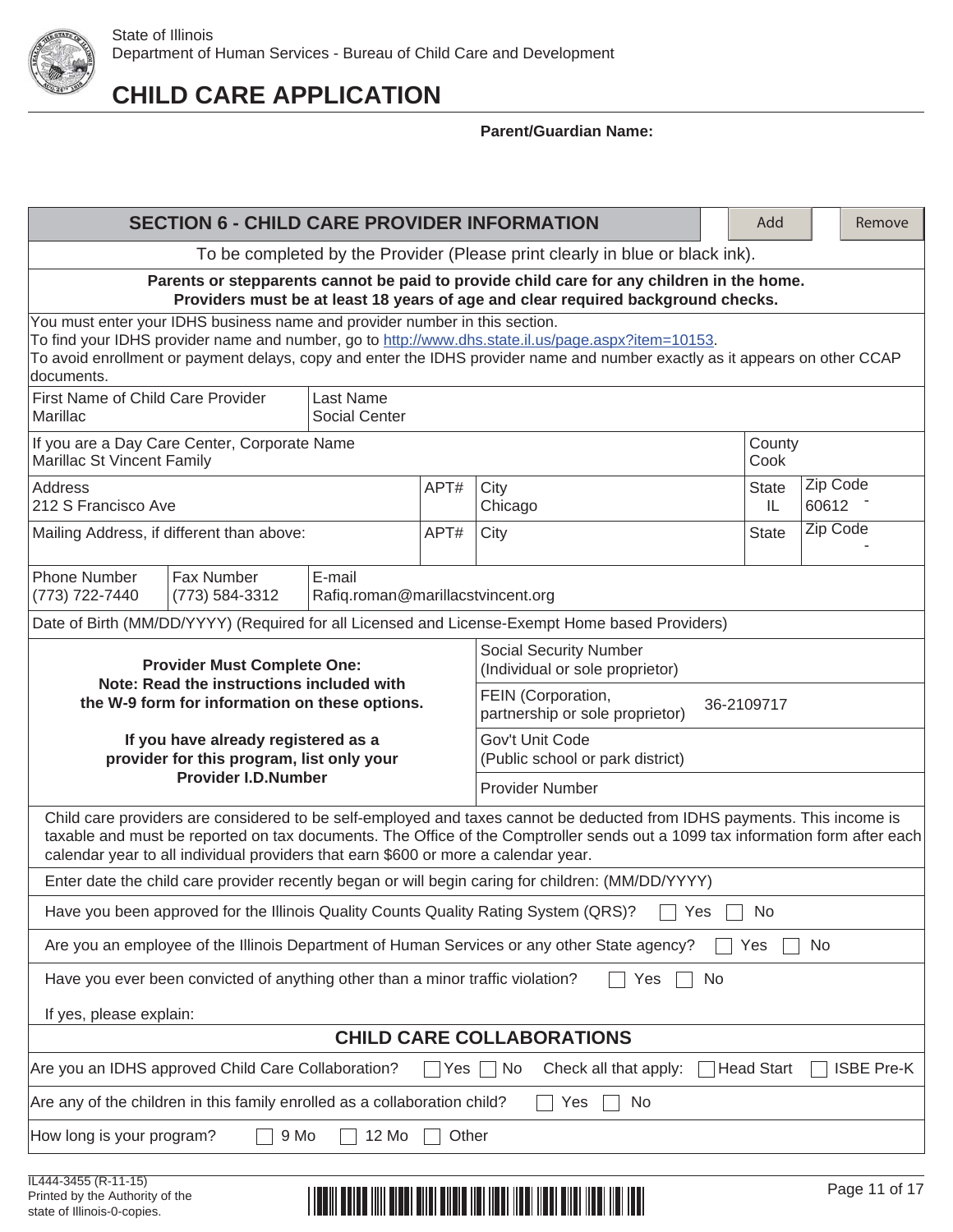State of Illinois
Department of Human Services - Bureau of Child Care and Development

# CHILD CARE APPLICATION

**Parent/Guardian Name:**

## SECTION 6 - CHILD CARE PROVIDER INFORMATION

Add | Remove

To be completed by the Provider (Please print clearly in blue or black ink).

**Parents or stepparents cannot be paid to provide child care for any children in the home. Providers must be at least 18 years of age and clear required background checks.**

You must enter your IDHS business name and provider number in this section.
To find your IDHS provider name and number, go to http://www.dhs.state.il.us/page.aspx?item=10153.
To avoid enrollment or payment delays, copy and enter the IDHS provider name and number exactly as it appears on other CCAP documents.

| Field | Value |
|---|---|
| First Name of Child Care Provider | Marillac |
| Last Name | Social Center |
| If you are a Day Care Center, Corporate Name | Marillac St Vincent Family |
| County | Cook |
| Address | 212 S Francisco Ave |
| APT# | |
| City | Chicago |
| State | IL |
| Zip Code | 60612 - |
| Mailing Address, if different than above: | |
| APT# | |
| City | |
| State | |
| Zip Code | - |
| Phone Number | (773) 722-7440 |
| Fax Number | (773) 584-3312 |
| E-mail | Rafiq.roman@marillacstvincent.org |
| Date of Birth (MM/DD/YYYY) (Required for all Licensed and License-Exempt Home based Providers) | |

**Provider Must Complete One:**
**Note: Read the instructions included with the W-9 form for information on these options.**

**If you have already registered as a provider for this program, list only your Provider I.D.Number**

| Option | Value |
|---|---|
| Social Security Number (Individual or sole proprietor) | |
| FEIN (Corporation, partnership or sole proprietor) | 36-2109717 |
| Gov't Unit Code (Public school or park district) | |
| Provider Number | |

Child care providers are considered to be self-employed and taxes cannot be deducted from IDHS payments. This income is taxable and must be reported on tax documents. The Office of the Comptroller sends out a 1099 tax information form after each calendar year to all individual providers that earn $600 or more a calendar year.

Enter date the child care provider recently began or will begin caring for children: (MM/DD/YYYY)

Have you been approved for the Illinois Quality Counts Quality Rating System (QRS)? ☐ Yes ☐ No

Are you an employee of the Illinois Department of Human Services or any other State agency? ☐ Yes ☐ No

Have you ever been convicted of anything other than a minor traffic violation? ☐ Yes ☐ No

If yes, please explain:

### CHILD CARE COLLABORATIONS

Are you an IDHS approved Child Care Collaboration? ☐ Yes ☐ No Check all that apply: ☐ Head Start ☐ ISBE Pre-K

Are any of the children in this family enrolled as a collaboration child? ☐ Yes ☐ No

How long is your program? ☐ 9 Mo ☐ 12 Mo ☐ Other

IL444-3455 (R-11-15)
Printed by the Authority of the state of Illinois-0-copies.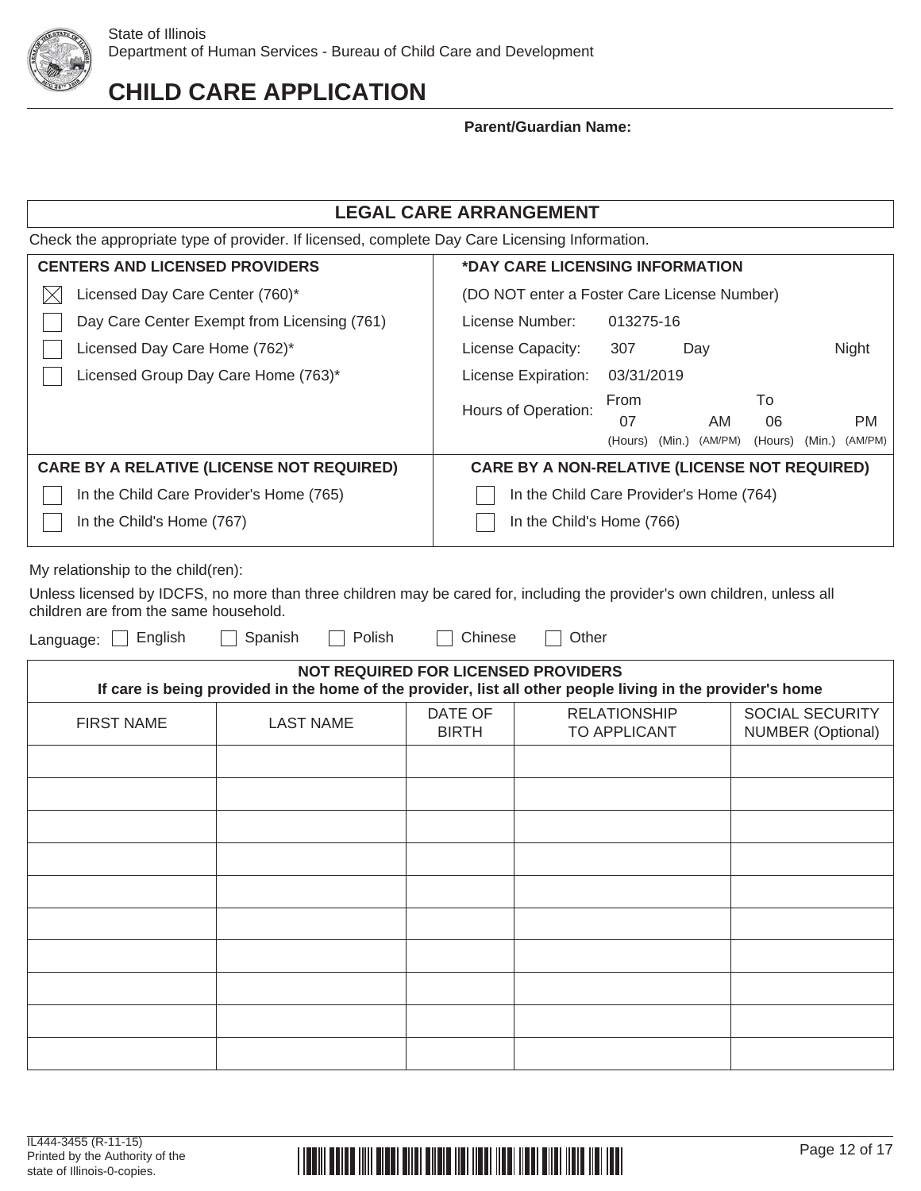State of Illinois
Department of Human Services - Bureau of Child Care and Development

# CHILD CARE APPLICATION

**Parent/Guardian Name:**

## LEGAL CARE ARRANGEMENT

Check the appropriate type of provider. If licensed, complete Day Care Licensing Information.

| **CENTERS AND LICENSED PROVIDERS** | **\*DAY CARE LICENSING INFORMATION** |
|---|---|
| ☒ Licensed Day Care Center (760)* | (DO NOT enter a Foster Care License Number) |
| ☐ Day Care Center Exempt from Licensing (761) | License Number: 013275-16 |
| ☐ Licensed Day Care Home (762)* | License Capacity: 307 Day Night |
| ☐ Licensed Group Day Care Home (763)* | License Expiration: 03/31/2019 |
| | Hours of Operation: From 07 (Hours) (Min.) AM (AM/PM) To 06 (Hours) (Min.) PM (AM/PM) |

| **CARE BY A RELATIVE (LICENSE NOT REQUIRED)** | **CARE BY A NON-RELATIVE (LICENSE NOT REQUIRED)** |
|---|---|
| ☐ In the Child Care Provider's Home (765) | ☐ In the Child Care Provider's Home (764) |
| ☐ In the Child's Home (767) | ☐ In the Child's Home (766) |

My relationship to the child(ren):

Unless licensed by IDCFS, no more than three children may be cared for, including the provider's own children, unless all children are from the same household.

Language: ☐ English ☐ Spanish ☐ Polish ☐ Chinese ☐ Other

**NOT REQUIRED FOR LICENSED PROVIDERS**
**If care is being provided in the home of the provider, list all other people living in the provider's home**

| FIRST NAME | LAST NAME | DATE OF BIRTH | RELATIONSHIP TO APPLICANT | SOCIAL SECURITY NUMBER (Optional) |
|---|---|---|---|---|
| | | | | |
| | | | | |
| | | | | |
| | | | | |
| | | | | |
| | | | | |
| | | | | |
| | | | | |
| | | | | |
| | | | | |

IL444-3455 (R-11-15)
Printed by the Authority of the state of Illinois-0-copies.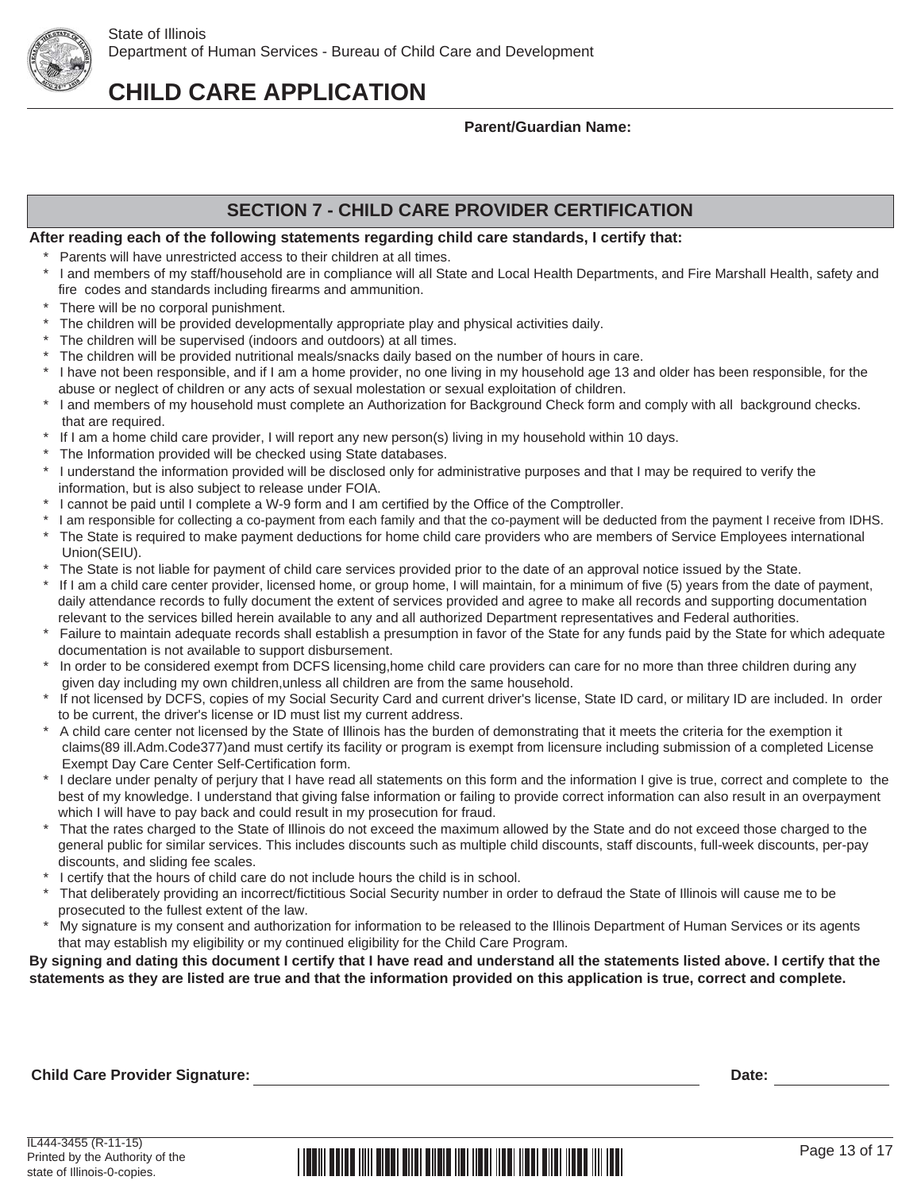State of Illinois
Department of Human Services - Bureau of Child Care and Development

# CHILD CARE APPLICATION

**Parent/Guardian Name:**

## SECTION 7 - CHILD CARE PROVIDER CERTIFICATION

**After reading each of the following statements regarding child care standards, I certify that:**

* Parents will have unrestricted access to their children at all times.
* I and members of my staff/household are in compliance will all State and Local Health Departments, and Fire Marshall Health, safety and fire codes and standards including firearms and ammunition.
* There will be no corporal punishment.
* The children will be provided developmentally appropriate play and physical activities daily.
* The children will be supervised (indoors and outdoors) at all times.
* The children will be provided nutritional meals/snacks daily based on the number of hours in care.
* I have not been responsible, and if I am a home provider, no one living in my household age 13 and older has been responsible, for the abuse or neglect of children or any acts of sexual molestation or sexual exploitation of children.
* I and members of my household must complete an Authorization for Background Check form and comply with all background checks. that are required.
* If I am a home child care provider, I will report any new person(s) living in my household within 10 days.
* The Information provided will be checked using State databases.
* I understand the information provided will be disclosed only for administrative purposes and that I may be required to verify the information, but is also subject to release under FOIA.
* I cannot be paid until I complete a W-9 form and I am certified by the Office of the Comptroller.
* I am responsible for collecting a co-payment from each family and that the co-payment will be deducted from the payment I receive from IDHS.
* The State is required to make payment deductions for home child care providers who are members of Service Employees international Union(SEIU).
* The State is not liable for payment of child care services provided prior to the date of an approval notice issued by the State.
* If I am a child care center provider, licensed home, or group home, I will maintain, for a minimum of five (5) years from the date of payment, daily attendance records to fully document the extent of services provided and agree to make all records and supporting documentation relevant to the services billed herein available to any and all authorized Department representatives and Federal authorities.
* Failure to maintain adequate records shall establish a presumption in favor of the State for any funds paid by the State for which adequate documentation is not available to support disbursement.
* In order to be considered exempt from DCFS licensing,home child care providers can care for no more than three children during any given day including my own children,unless all children are from the same household.
* If not licensed by DCFS, copies of my Social Security Card and current driver's license, State ID card, or military ID are included. In order to be current, the driver's license or ID must list my current address.
* A child care center not licensed by the State of Illinois has the burden of demonstrating that it meets the criteria for the exemption it claims(89 ill.Adm.Code377)and must certify its facility or program is exempt from licensure including submission of a completed License Exempt Day Care Center Self-Certification form.
* I declare under penalty of perjury that I have read all statements on this form and the information I give is true, correct and complete to the best of my knowledge. I understand that giving false information or failing to provide correct information can also result in an overpayment which I will have to pay back and could result in my prosecution for fraud.
* That the rates charged to the State of Illinois do not exceed the maximum allowed by the State and do not exceed those charged to the general public for similar services. This includes discounts such as multiple child discounts, staff discounts, full-week discounts, per-pay discounts, and sliding fee scales.
* I certify that the hours of child care do not include hours the child is in school.
* That deliberately providing an incorrect/fictitious Social Security number in order to defraud the State of Illinois will cause me to be prosecuted to the fullest extent of the law.
* My signature is my consent and authorization for information to be released to the Illinois Department of Human Services or its agents that may establish my eligibility or my continued eligibility for the Child Care Program.

**By signing and dating this document I certify that I have read and understand all the statements listed above. I certify that the statements as they are listed are true and that the information provided on this application is true, correct and complete.**

**Child Care Provider Signature:** ______________________________ **Date:** ____________

IL444-3455 (R-11-15)
Printed by the Authority of the state of Illinois-0-copies.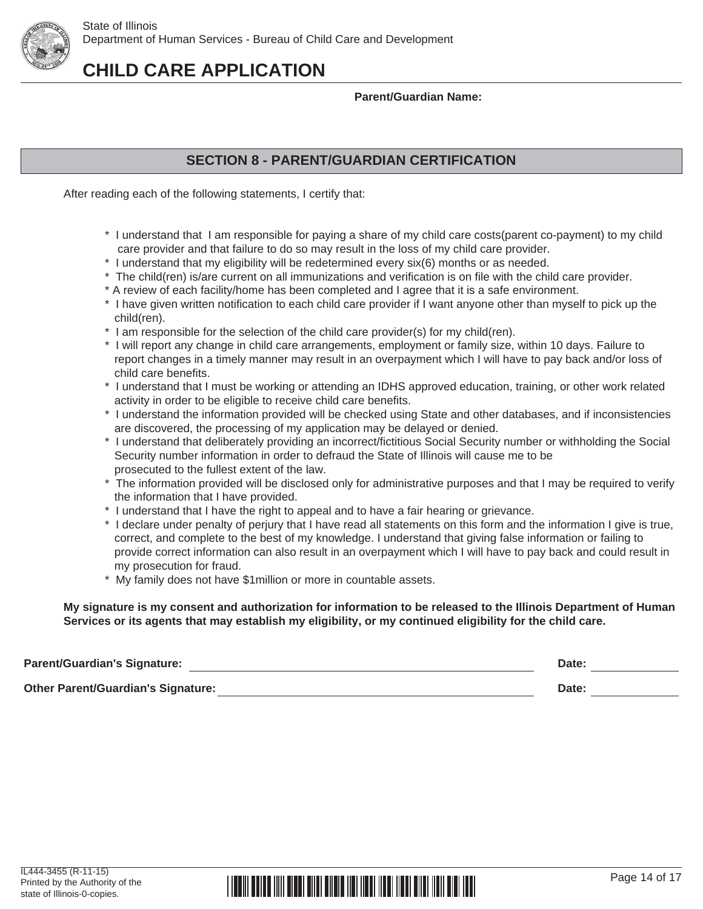State of Illinois
Department of Human Services - Bureau of Child Care and Development

# CHILD CARE APPLICATION

**Parent/Guardian Name:**

## SECTION 8 - PARENT/GUARDIAN CERTIFICATION

After reading each of the following statements, I certify that:

* I understand that I am responsible for paying a share of my child care costs(parent co-payment) to my child care provider and that failure to do so may result in the loss of my child care provider.
* I understand that my eligibility will be redetermined every six(6) months or as needed.
* The child(ren) is/are current on all immunizations and verification is on file with the child care provider.
* A review of each facility/home has been completed and I agree that it is a safe environment.
* I have given written notification to each child care provider if I want anyone other than myself to pick up the child(ren).
* I am responsible for the selection of the child care provider(s) for my child(ren).
* I will report any change in child care arrangements, employment or family size, within 10 days. Failure to report changes in a timely manner may result in an overpayment which I will have to pay back and/or loss of child care benefits.
* I understand that I must be working or attending an IDHS approved education, training, or other work related activity in order to be eligible to receive child care benefits.
* I understand the information provided will be checked using State and other databases, and if inconsistencies are discovered, the processing of my application may be delayed or denied.
* I understand that deliberately providing an incorrect/fictitious Social Security number or withholding the Social Security number information in order to defraud the State of Illinois will cause me to be prosecuted to the fullest extent of the law.
* The information provided will be disclosed only for administrative purposes and that I may be required to verify the information that I have provided.
* I understand that I have the right to appeal and to have a fair hearing or grievance.
* I declare under penalty of perjury that I have read all statements on this form and the information I give is true, correct, and complete to the best of my knowledge. I understand that giving false information or failing to provide correct information can also result in an overpayment which I will have to pay back and could result in my prosecution for fraud.
* My family does not have $1million or more in countable assets.

**My signature is my consent and authorization for information to be released to the Illinois Department of Human Services or its agents that may establish my eligibility, or my continued eligibility for the child care.**

**Parent/Guardian's Signature:** \_\_\_\_\_\_\_\_\_\_\_\_\_\_\_\_\_\_\_\_\_\_\_\_\_\_\_\_\_\_ **Date:** \_\_\_\_\_\_\_\_\_\_

**Other Parent/Guardian's Signature:** \_\_\_\_\_\_\_\_\_\_\_\_\_\_\_\_\_\_\_\_\_\_\_\_\_\_\_\_\_\_ **Date:** \_\_\_\_\_\_\_\_\_\_

IL444-3455 (R-11-15)
Printed by the Authority of the state of Illinois-0-copies.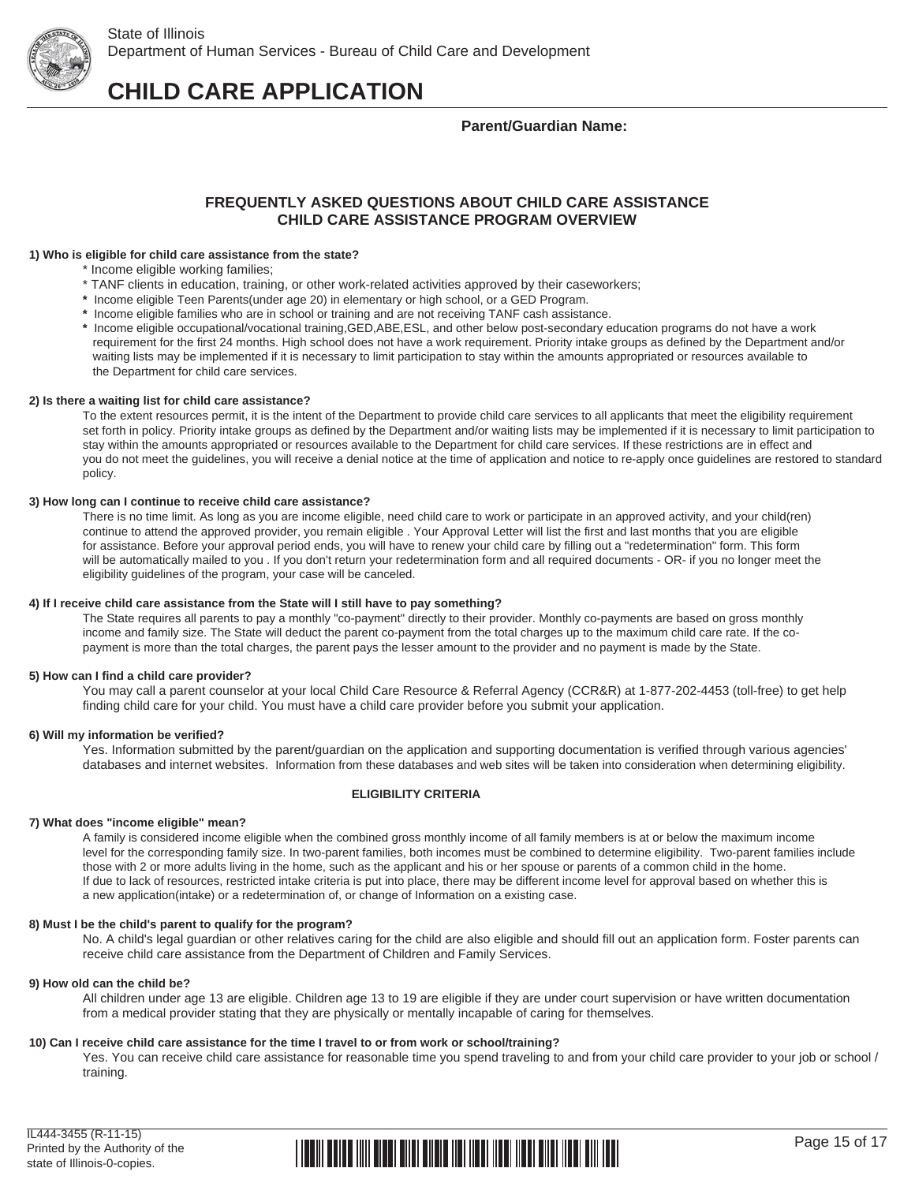State of Illinois
Department of Human Services - Bureau of Child Care and Development

# CHILD CARE APPLICATION

**Parent/Guardian Name:**

## FREQUENTLY ASKED QUESTIONS ABOUT CHILD CARE ASSISTANCE
## CHILD CARE ASSISTANCE PROGRAM OVERVIEW

**1) Who is eligible for child care assistance from the state?**

* Income eligible working families;
* TANF clients in education, training, or other work-related activities approved by their caseworkers;
* Income eligible Teen Parents(under age 20) in elementary or high school, or a GED Program.
* Income eligible families who are in school or training and are not receiving TANF cash assistance.
* Income eligible occupational/vocational training,GED,ABE,ESL, and other below post-secondary education programs do not have a work requirement for the first 24 months. High school does not have a work requirement. Priority intake groups as defined by the Department and/or waiting lists may be implemented if it is necessary to limit participation to stay within the amounts appropriated or resources available to the Department for child care services.

**2) Is there a waiting list for child care assistance?**

To the extent resources permit, it is the intent of the Department to provide child care services to all applicants that meet the eligibility requirement set forth in policy. Priority intake groups as defined by the Department and/or waiting lists may be implemented if it is necessary to limit participation to stay within the amounts appropriated or resources available to the Department for child care services. If these restrictions are in effect and you do not meet the guidelines, you will receive a denial notice at the time of application and notice to re-apply once guidelines are restored to standard policy.

**3) How long can I continue to receive child care assistance?**

There is no time limit. As long as you are income eligible, need child care to work or participate in an approved activity, and your child(ren) continue to attend the approved provider, you remain eligible . Your Approval Letter will list the first and last months that you are eligible for assistance. Before your approval period ends, you will have to renew your child care by filling out a "redetermination" form. This form will be automatically mailed to you . If you don't return your redetermination form and all required documents - OR- if you no longer meet the eligibility guidelines of the program, your case will be canceled.

**4) If I receive child care assistance from the State will I still have to pay something?**

The State requires all parents to pay a monthly "co-payment" directly to their provider. Monthly co-payments are based on gross monthly income and family size. The State will deduct the parent co-payment from the total charges up to the maximum child care rate. If the co-payment is more than the total charges, the parent pays the lesser amount to the provider and no payment is made by the State.

**5) How can I find a child care provider?**

You may call a parent counselor at your local Child Care Resource & Referral Agency (CCR&R) at 1-877-202-4453 (toll-free) to get help finding child care for your child. You must have a child care provider before you submit your application.

**6) Will my information be verified?**

Yes. Information submitted by the parent/guardian on the application and supporting documentation is verified through various agencies' databases and internet websites. Information from these databases and web sites will be taken into consideration when determining eligibility.

### ELIGIBILITY CRITERIA

**7) What does "income eligible" mean?**

A family is considered income eligible when the combined gross monthly income of all family members is at or below the maximum income level for the corresponding family size. In two-parent families, both incomes must be combined to determine eligibility. Two-parent families include those with 2 or more adults living in the home, such as the applicant and his or her spouse or parents of a common child in the home. If due to lack of resources, restricted intake criteria is put into place, there may be different income level for approval based on whether this is a new application(intake) or a redetermination of, or change of Information on a existing case.

**8) Must I be the child's parent to qualify for the program?**

No. A child's legal guardian or other relatives caring for the child are also eligible and should fill out an application form. Foster parents can receive child care assistance from the Department of Children and Family Services.

**9) How old can the child be?**

All children under age 13 are eligible. Children age 13 to 19 are eligible if they are under court supervision or have written documentation from a medical provider stating that they are physically or mentally incapable of caring for themselves.

**10) Can I receive child care assistance for the time I travel to or from work or school/training?**

Yes. You can receive child care assistance for reasonable time you spend traveling to and from your child care provider to your job or school / training.

IL444-3455 (R-11-15)
Printed by the Authority of the state of Illinois-0-copies.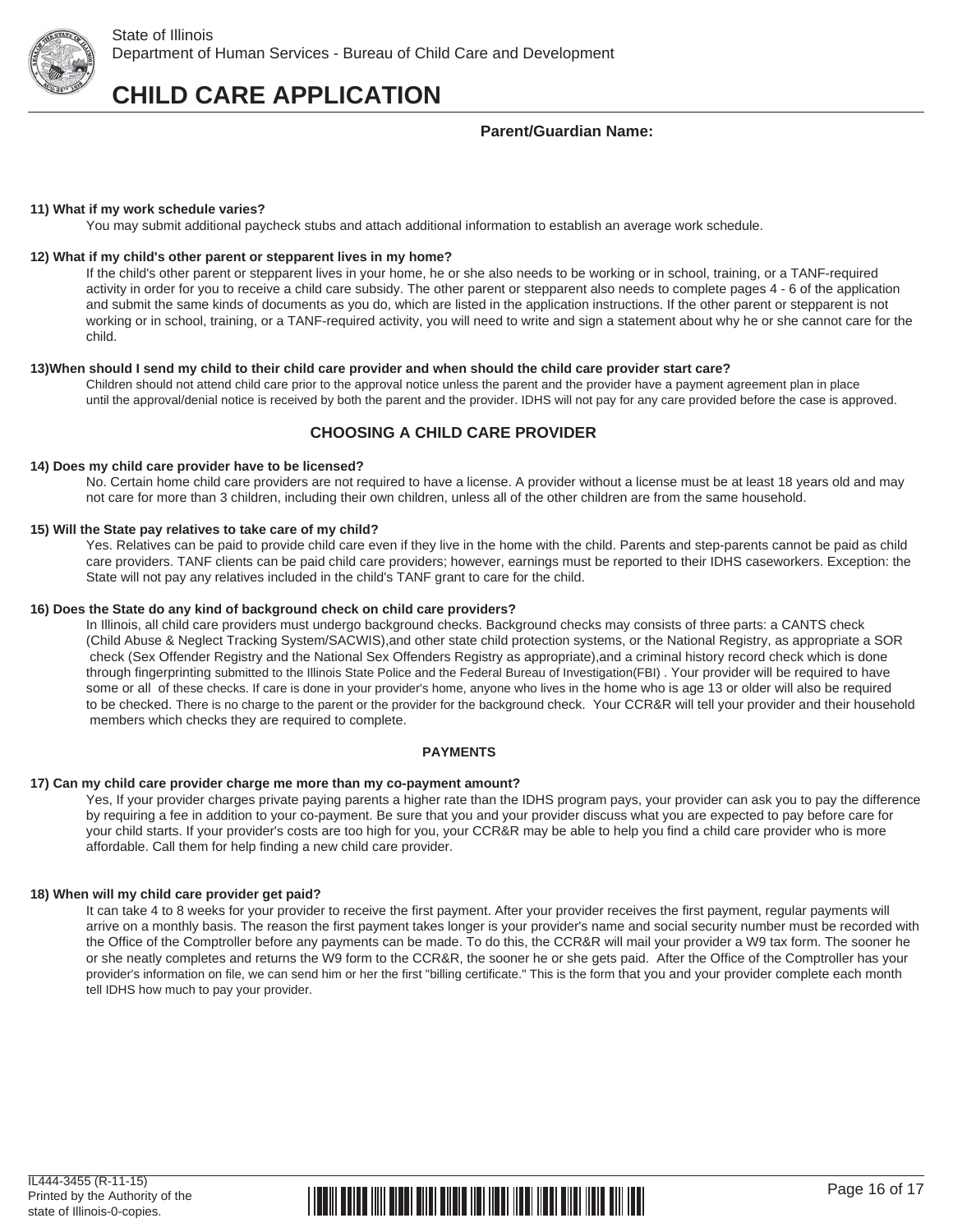**Parent/Guardian Name:**

**11) What if my work schedule varies?**

You may submit additional paycheck stubs and attach additional information to establish an average work schedule.

**12) What if my child's other parent or stepparent lives in my home?**

If the child's other parent or stepparent lives in your home, he or she also needs to be working or in school, training, or a TANF-required activity in order for you to receive a child care subsidy. The other parent or stepparent also needs to complete pages 4 - 6 of the application and submit the same kinds of documents as you do, which are listed in the application instructions. If the other parent or stepparent is not working or in school, training, or a TANF-required activity, you will need to write and sign a statement about why he or she cannot care for the child.

**13)When should I send my child to their child care provider and when should the child care provider start care?**

Children should not attend child care prior to the approval notice unless the parent and the provider have a payment agreement plan in place until the approval/denial notice is received by both the parent and the provider. IDHS will not pay for any care provided before the case is approved.

## CHOOSING A CHILD CARE PROVIDER

**14) Does my child care provider have to be licensed?**

No. Certain home child care providers are not required to have a license. A provider without a license must be at least 18 years old and may not care for more than 3 children, including their own children, unless all of the other children are from the same household.

**15) Will the State pay relatives to take care of my child?**

Yes. Relatives can be paid to provide child care even if they live in the home with the child. Parents and step-parents cannot be paid as child care providers. TANF clients can be paid child care providers; however, earnings must be reported to their IDHS caseworkers. Exception: the State will not pay any relatives included in the child's TANF grant to care for the child.

**16) Does the State do any kind of background check on child care providers?**

In Illinois, all child care providers must undergo background checks. Background checks may consists of three parts: a CANTS check (Child Abuse & Neglect Tracking System/SACWIS),and other state child protection systems, or the National Registry, as appropriate a SOR check (Sex Offender Registry and the National Sex Offenders Registry as appropriate),and a criminal history record check which is done through fingerprinting submitted to the Illinois State Police and the Federal Bureau of Investigation(FBI) . Your provider will be required to have some or all of these checks. If care is done in your provider's home, anyone who lives in the home who is age 13 or older will also be required to be checked. There is no charge to the parent or the provider for the background check. Your CCR&R will tell your provider and their household members which checks they are required to complete.

### PAYMENTS

**17) Can my child care provider charge me more than my co-payment amount?**

Yes, If your provider charges private paying parents a higher rate than the IDHS program pays, your provider can ask you to pay the difference by requiring a fee in addition to your co-payment. Be sure that you and your provider discuss what you are expected to pay before care for your child starts. If your provider's costs are too high for you, your CCR&R may be able to help you find a child care provider who is more affordable. Call them for help finding a new child care provider.

**18) When will my child care provider get paid?**

It can take 4 to 8 weeks for your provider to receive the first payment. After your provider receives the first payment, regular payments will arrive on a monthly basis. The reason the first payment takes longer is your provider's name and social security number must be recorded with the Office of the Comptroller before any payments can be made. To do this, the CCR&R will mail your provider a W9 tax form. The sooner he or she neatly completes and returns the W9 form to the CCR&R, the sooner he or she gets paid. After the Office of the Comptroller has your provider's information on file, we can send him or her the first "billing certificate." This is the form that you and your provider complete each month tell IDHS how much to pay your provider.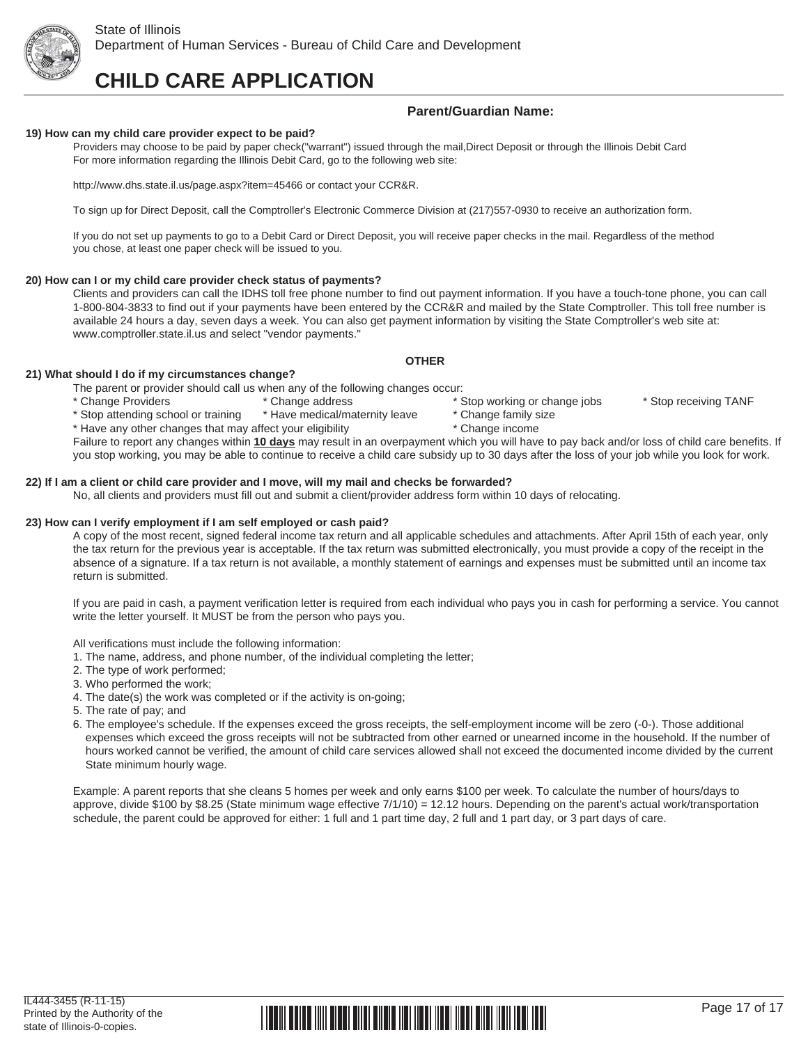**Parent/Guardian Name:**

**19) How can my child care provider expect to be paid?**

Providers may choose to be paid by paper check("warrant") issued through the mail,Direct Deposit or through the Illinois Debit Card For more information regarding the Illinois Debit Card, go to the following web site:

http://www.dhs.state.il.us/page.aspx?item=45466 or contact your CCR&R.

To sign up for Direct Deposit, call the Comptroller's Electronic Commerce Division at (217)557-0930 to receive an authorization form.

If you do not set up payments to go to a Debit Card or Direct Deposit, you will receive paper checks in the mail. Regardless of the method you chose, at least one paper check will be issued to you.

**20) How can I or my child care provider check status of payments?**

Clients and providers can call the IDHS toll free phone number to find out payment information. If you have a touch-tone phone, you can call 1-800-804-3833 to find out if your payments have been entered by the CCR&R and mailed by the State Comptroller. This toll free number is available 24 hours a day, seven days a week. You can also get payment information by visiting the State Comptroller's web site at: www.comptroller.state.il.us and select "vendor payments."

**OTHER**

**21) What should I do if my circumstances change?**

The parent or provider should call us when any of the following changes occur:

* Change Providers
* Change address
* Stop working or change jobs
* Stop receiving TANF
* Stop attending school or training
* Have medical/maternity leave
* Change family size
* Have any other changes that may affect your eligibility
* Change income

Failure to report any changes within **10 days** may result in an overpayment which you will have to pay back and/or loss of child care benefits. If you stop working, you may be able to continue to receive a child care subsidy up to 30 days after the loss of your job while you look for work.

**22) If I am a client or child care provider and I move, will my mail and checks be forwarded?**

No, all clients and providers must fill out and submit a client/provider address form within 10 days of relocating.

**23) How can I verify employment if I am self employed or cash paid?**

A copy of the most recent, signed federal income tax return and all applicable schedules and attachments. After April 15th of each year, only the tax return for the previous year is acceptable. If the tax return was submitted electronically, you must provide a copy of the receipt in the absence of a signature. If a tax return is not available, a monthly statement of earnings and expenses must be submitted until an income tax return is submitted.

If you are paid in cash, a payment verification letter is required from each individual who pays you in cash for performing a service. You cannot write the letter yourself. It MUST be from the person who pays you.

All verifications must include the following information:

1. The name, address, and phone number, of the individual completing the letter;
2. The type of work performed;
3. Who performed the work;
4. The date(s) the work was completed or if the activity is on-going;
5. The rate of pay; and
6. The employee's schedule. If the expenses exceed the gross receipts, the self-employment income will be zero (-0-). Those additional expenses which exceed the gross receipts will not be subtracted from other earned or unearned income in the household. If the number of hours worked cannot be verified, the amount of child care services allowed shall not exceed the documented income divided by the current State minimum hourly wage.

Example: A parent reports that she cleans 5 homes per week and only earns $100 per week. To calculate the number of hours/days to approve, divide $100 by $8.25 (State minimum wage effective 7/1/10) = 12.12 hours. Depending on the parent's actual work/transportation schedule, the parent could be approved for either: 1 full and 1 part time day, 2 full and 1 part day, or 3 part days of care.

IL444-3455 (R-11-15)
Printed by the Authority of the state of Illinois-0-copies.